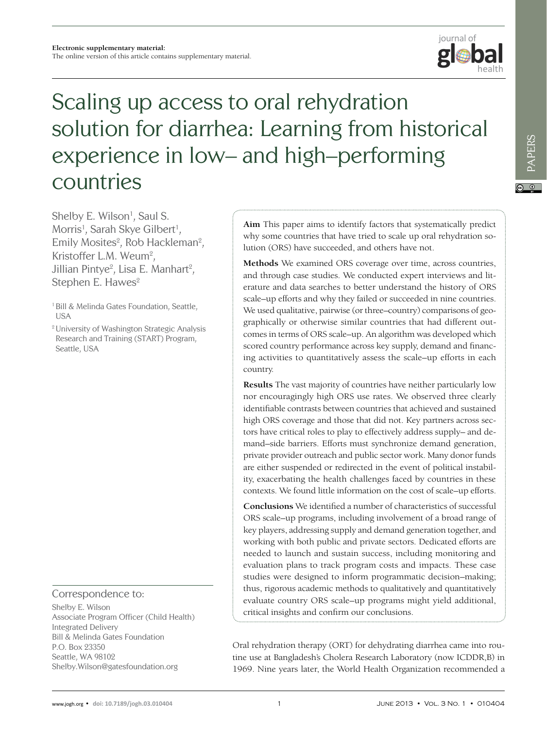Electronic supplementary material:
The online version of this article contains supplementary material.

# Scaling up access to oral rehydration solution for diarrhea: Learning from historical experience in low– and high–performing countries

Shelby E. Wilson[1], Saul S. Morris[1], Sarah Skye Gilbert[1], Emily Mosites[2], Rob Hackleman[2], Kristoffer L.M. Weum[2], Jillian Pintye[2], Lisa E. Manhart[2], Stephen E. Hawes[2]

[1] Bill & Melinda Gates Foundation, Seattle, USA

[2] University of Washington Strategic Analysis Research and Training (START) Program, Seattle, USA

**Aim** This paper aims to identify factors that systematically predict why some countries that have tried to scale up oral rehydration solution (ORS) have succeeded, and others have not.

**Methods** We examined ORS coverage over time, across countries, and through case studies. We conducted expert interviews and literature and data searches to better understand the history of ORS scale–up efforts and why they failed or succeeded in nine countries. We used qualitative, pairwise (or three–country) comparisons of geographically or otherwise similar countries that had different outcomes in terms of ORS scale–up. An algorithm was developed which scored country performance across key supply, demand and financing activities to quantitatively assess the scale–up efforts in each country.

**Results** The vast majority of countries have neither particularly low nor encouragingly high ORS use rates. We observed three clearly identifiable contrasts between countries that achieved and sustained high ORS coverage and those that did not. Key partners across sectors have critical roles to play to effectively address supply– and demand–side barriers. Efforts must synchronize demand generation, private provider outreach and public sector work. Many donor funds are either suspended or redirected in the event of political instability, exacerbating the health challenges faced by countries in these contexts. We found little information on the cost of scale–up efforts.

**Conclusions** We identified a number of characteristics of successful ORS scale–up programs, including involvement of a broad range of key players, addressing supply and demand generation together, and working with both public and private sectors. Dedicated efforts are needed to launch and sustain success, including monitoring and evaluation plans to track program costs and impacts. These case studies were designed to inform programmatic decision–making; thus, rigorous academic methods to qualitatively and quantitatively evaluate country ORS scale–up programs might yield additional, critical insights and confirm our conclusions.

Correspondence to:
Shelby E. Wilson
Associate Program Officer (Child Health)
Integrated Delivery
Bill & Melinda Gates Foundation
P.O. Box 23350
Seattle, WA 98102
Shelby.Wilson@gatesfoundation.org

Oral rehydration therapy (ORT) for dehydrating diarrhea came into routine use at Bangladesh's Cholera Research Laboratory (now ICDDR,B) in 1969. Nine years later, the World Health Organization recommended a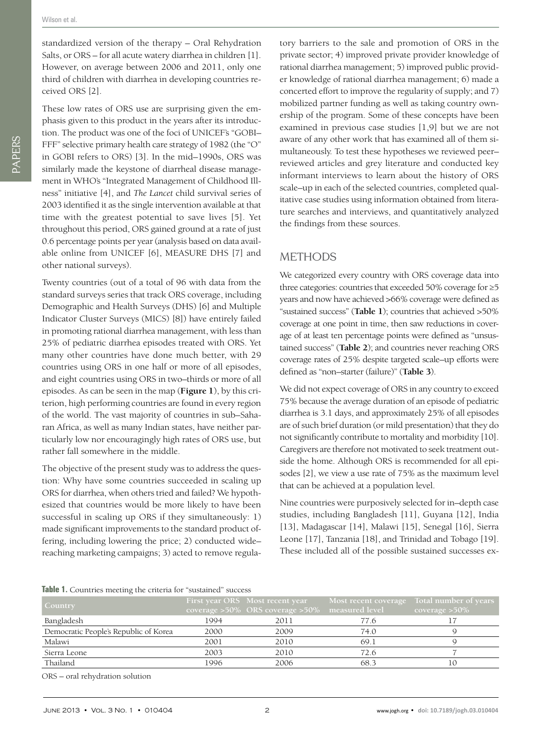standardized version of the therapy – Oral Rehydration Salts, or ORS – for all acute watery diarrhea in children [1]. However, on average between 2006 and 2011, only one third of children with diarrhea in developing countries received ORS [2].

These low rates of ORS use are surprising given the emphasis given to this product in the years after its introduction. The product was one of the foci of UNICEF's "GOBI–FFF" selective primary health care strategy of 1982 (the "O" in GOBI refers to ORS) [3]. In the mid–1990s, ORS was similarly made the keystone of diarrheal disease management in WHO's "Integrated Management of Childhood Illness" initiative [4], and *The Lancet* child survival series of 2003 identified it as the single intervention available at that time with the greatest potential to save lives [5]. Yet throughout this period, ORS gained ground at a rate of just 0.6 percentage points per year (analysis based on data available online from UNICEF [6], MEASURE DHS [7] and other national surveys).

Twenty countries (out of a total of 96 with data from the standard surveys series that track ORS coverage, including Demographic and Health Surveys (DHS) [6] and Multiple Indicator Cluster Surveys (MICS) [8]) have entirely failed in promoting rational diarrhea management, with less than 25% of pediatric diarrhea episodes treated with ORS. Yet many other countries have done much better, with 29 countries using ORS in one half or more of all episodes, and eight countries using ORS in two–thirds or more of all episodes. As can be seen in the map (**Figure 1**), by this criterion, high performing countries are found in every region of the world. The vast majority of countries in sub–Saharan Africa, as well as many Indian states, have neither particularly low nor encouragingly high rates of ORS use, but rather fall somewhere in the middle.

The objective of the present study was to address the question: Why have some countries succeeded in scaling up ORS for diarrhea, when others tried and failed? We hypothesized that countries would be more likely to have been successful in scaling up ORS if they simultaneously: 1) made significant improvements to the standard product offering, including lowering the price; 2) conducted wide–reaching marketing campaigns; 3) acted to remove regulatory barriers to the sale and promotion of ORS in the private sector; 4) improved private provider knowledge of rational diarrhea management; 5) improved public provider knowledge of rational diarrhea management; 6) made a concerted effort to improve the regularity of supply; and 7) mobilized partner funding as well as taking country ownership of the program. Some of these concepts have been examined in previous case studies [1,9] but we are not aware of any other work that has examined all of them simultaneously. To test these hypotheses we reviewed peer–reviewed articles and grey literature and conducted key informant interviews to learn about the history of ORS scale–up in each of the selected countries, completed qualitative case studies using information obtained from literature searches and interviews, and quantitatively analyzed the findings from these sources.

## METHODS

We categorized every country with ORS coverage data into three categories: countries that exceeded 50% coverage for ≥5 years and now have achieved >66% coverage were defined as "sustained success" (**Table 1**); countries that achieved >50% coverage at one point in time, then saw reductions in coverage of at least ten percentage points were defined as "unsustained success" (**Table 2**); and countries never reaching ORS coverage rates of 25% despite targeted scale–up efforts were defined as "non–starter (failure)" (**Table 3**).

We did not expect coverage of ORS in any country to exceed 75% because the average duration of an episode of pediatric diarrhea is 3.1 days, and approximately 25% of all episodes are of such brief duration (or mild presentation) that they do not significantly contribute to mortality and morbidity [10]. Caregivers are therefore not motivated to seek treatment outside the home. Although ORS is recommended for all episodes [2], we view a use rate of 75% as the maximum level that can be achieved at a population level.

Nine countries were purposively selected for in–depth case studies, including Bangladesh [11], Guyana [12], India [13], Madagascar [14], Malawi [15], Senegal [16], Sierra Leone [17], Tanzania [18], and Trinidad and Tobago [19]. These included all of the possible sustained successes ex-

**Table 1.** Countries meeting the criteria for "sustained" success

| Country | First year ORS coverage >50% | Most recent year ORS coverage >50% | Most recent coverage measured level | Total number of years coverage >50% |
|---|---|---|---|---|
| Bangladesh | 1994 | 2011 | 77.6 | 17 |
| Democratic People's Republic of Korea | 2000 | 2009 | 74.0 | 9 |
| Malawi | 2001 | 2010 | 69.1 | 9 |
| Sierra Leone | 2003 | 2010 | 72.6 | 7 |
| Thailand | 1996 | 2006 | 68.3 | 10 |

ORS – oral rehydration solution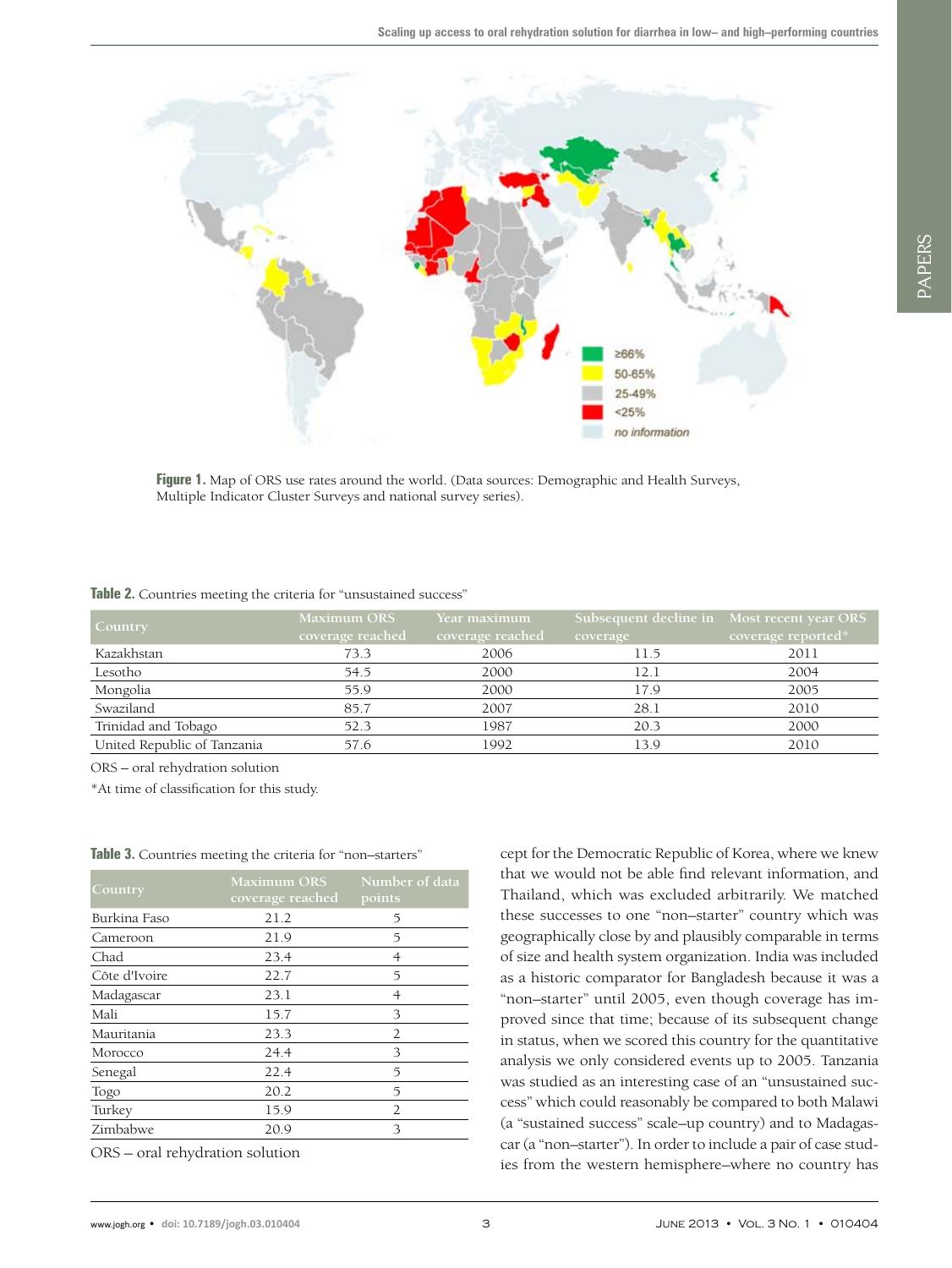**Figure 1.** Map of ORS use rates around the world. (Data sources: Demographic and Health Surveys, Multiple Indicator Cluster Surveys and national survey series).

**Table 2.** Countries meeting the criteria for "unsustained success"

| Country | Maximum ORS coverage reached | Year maximum coverage reached | Subsequent decline in coverage | Most recent year ORS coverage reported* |
|---|---|---|---|---|
| Kazakhstan | 73.3 | 2006 | 11.5 | 2011 |
| Lesotho | 54.5 | 2000 | 12.1 | 2004 |
| Mongolia | 55.9 | 2000 | 17.9 | 2005 |
| Swaziland | 85.7 | 2007 | 28.1 | 2010 |
| Trinidad and Tobago | 52.3 | 1987 | 20.3 | 2000 |
| United Republic of Tanzania | 57.6 | 1992 | 13.9 | 2010 |

ORS – oral rehydration solution

*At time of classification for this study.

**Table 3.** Countries meeting the criteria for "non–starters"

| Country | Maximum ORS coverage reached | Number of data points |
|---|---|---|
| Burkina Faso | 21.2 | 5 |
| Cameroon | 21.9 | 5 |
| Chad | 23.4 | 4 |
| Côte d'Ivoire | 22.7 | 5 |
| Madagascar | 23.1 | 4 |
| Mali | 15.7 | 3 |
| Mauritania | 23.3 | 2 |
| Morocco | 24.4 | 3 |
| Senegal | 22.4 | 5 |
| Togo | 20.2 | 5 |
| Turkey | 15.9 | 2 |
| Zimbabwe | 20.9 | 3 |

ORS – oral rehydration solution

cept for the Democratic Republic of Korea, where we knew that we would not be able find relevant information, and Thailand, which was excluded arbitrarily. We matched these successes to one "non–starter" country which was geographically close by and plausibly comparable in terms of size and health system organization. India was included as a historic comparator for Bangladesh because it was a "non–starter" until 2005, even though coverage has improved since that time; because of its subsequent change in status, when we scored this country for the quantitative analysis we only considered events up to 2005. Tanzania was studied as an interesting case of an "unsustained success" which could reasonably be compared to both Malawi (a "sustained success" scale–up country) and to Madagascar (a "non–starter"). In order to include a pair of case studies from the western hemisphere–where no country has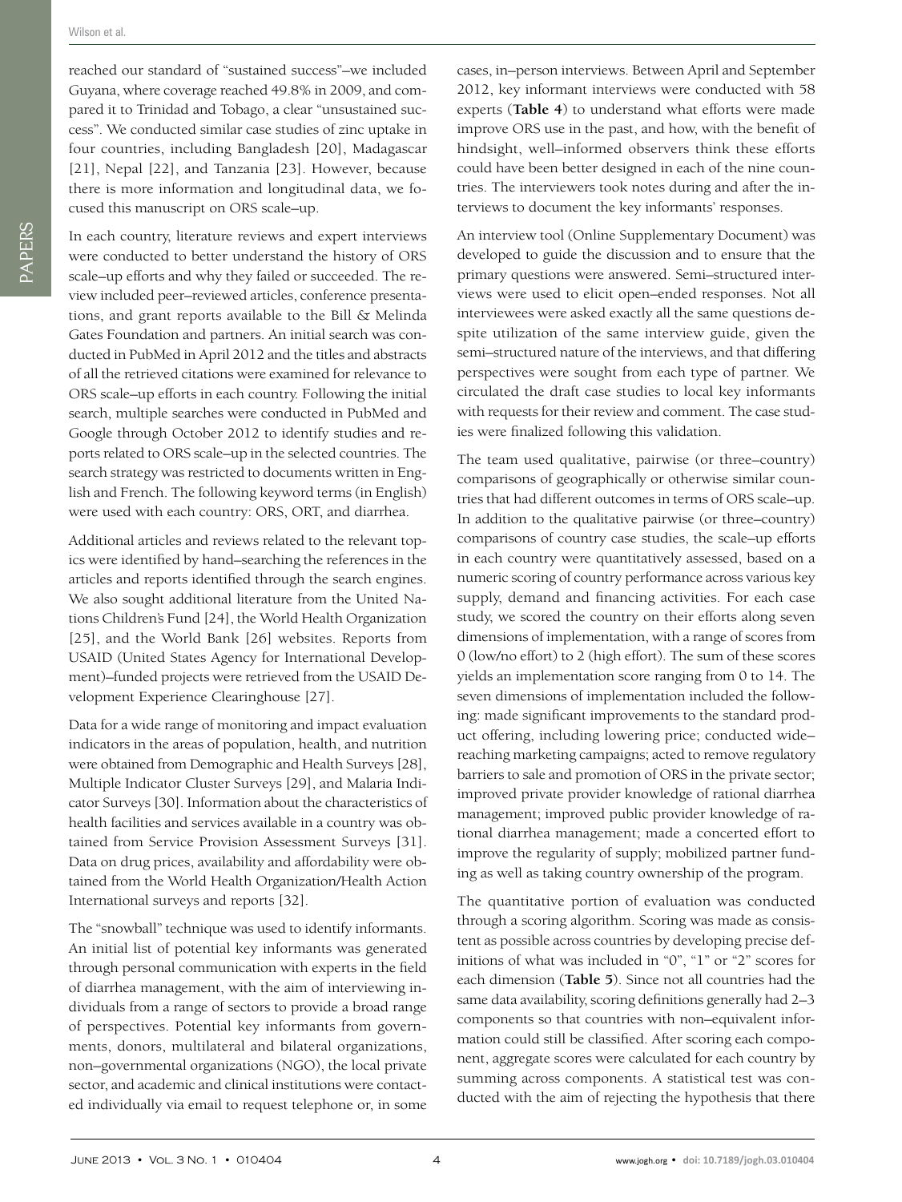reached our standard of "sustained success"–we included Guyana, where coverage reached 49.8% in 2009, and compared it to Trinidad and Tobago, a clear "unsustained success". We conducted similar case studies of zinc uptake in four countries, including Bangladesh [20], Madagascar [21], Nepal [22], and Tanzania [23]. However, because there is more information and longitudinal data, we focused this manuscript on ORS scale–up.

In each country, literature reviews and expert interviews were conducted to better understand the history of ORS scale–up efforts and why they failed or succeeded. The review included peer–reviewed articles, conference presentations, and grant reports available to the Bill & Melinda Gates Foundation and partners. An initial search was conducted in PubMed in April 2012 and the titles and abstracts of all the retrieved citations were examined for relevance to ORS scale–up efforts in each country. Following the initial search, multiple searches were conducted in PubMed and Google through October 2012 to identify studies and reports related to ORS scale–up in the selected countries. The search strategy was restricted to documents written in English and French. The following keyword terms (in English) were used with each country: ORS, ORT, and diarrhea.

Additional articles and reviews related to the relevant topics were identified by hand–searching the references in the articles and reports identified through the search engines. We also sought additional literature from the United Nations Children's Fund [24], the World Health Organization [25], and the World Bank [26] websites. Reports from USAID (United States Agency for International Development)–funded projects were retrieved from the USAID Development Experience Clearinghouse [27].

Data for a wide range of monitoring and impact evaluation indicators in the areas of population, health, and nutrition were obtained from Demographic and Health Surveys [28], Multiple Indicator Cluster Surveys [29], and Malaria Indicator Surveys [30]. Information about the characteristics of health facilities and services available in a country was obtained from Service Provision Assessment Surveys [31]. Data on drug prices, availability and affordability were obtained from the World Health Organization/Health Action International surveys and reports [32].

The "snowball" technique was used to identify informants. An initial list of potential key informants was generated through personal communication with experts in the field of diarrhea management, with the aim of interviewing individuals from a range of sectors to provide a broad range of perspectives. Potential key informants from governments, donors, multilateral and bilateral organizations, non–governmental organizations (NGO), the local private sector, and academic and clinical institutions were contacted individually via email to request telephone or, in some cases, in–person interviews. Between April and September 2012, key informant interviews were conducted with 58 experts (**Table 4**) to understand what efforts were made improve ORS use in the past, and how, with the benefit of hindsight, well–informed observers think these efforts could have been better designed in each of the nine countries. The interviewers took notes during and after the interviews to document the key informants' responses.

An interview tool (Online Supplementary Document) was developed to guide the discussion and to ensure that the primary questions were answered. Semi–structured interviews were used to elicit open–ended responses. Not all interviewees were asked exactly all the same questions despite utilization of the same interview guide, given the semi–structured nature of the interviews, and that differing perspectives were sought from each type of partner. We circulated the draft case studies to local key informants with requests for their review and comment. The case studies were finalized following this validation.

The team used qualitative, pairwise (or three–country) comparisons of geographically or otherwise similar countries that had different outcomes in terms of ORS scale–up. In addition to the qualitative pairwise (or three–country) comparisons of country case studies, the scale–up efforts in each country were quantitatively assessed, based on a numeric scoring of country performance across various key supply, demand and financing activities. For each case study, we scored the country on their efforts along seven dimensions of implementation, with a range of scores from 0 (low/no effort) to 2 (high effort). The sum of these scores yields an implementation score ranging from 0 to 14. The seven dimensions of implementation included the following: made significant improvements to the standard product offering, including lowering price; conducted wide–reaching marketing campaigns; acted to remove regulatory barriers to sale and promotion of ORS in the private sector; improved private provider knowledge of rational diarrhea management; improved public provider knowledge of rational diarrhea management; made a concerted effort to improve the regularity of supply; mobilized partner funding as well as taking country ownership of the program.

The quantitative portion of evaluation was conducted through a scoring algorithm. Scoring was made as consistent as possible across countries by developing precise definitions of what was included in "0", "1" or "2" scores for each dimension (**Table 5**). Since not all countries had the same data availability, scoring definitions generally had 2–3 components so that countries with non–equivalent information could still be classified. After scoring each component, aggregate scores were calculated for each country by summing across components. A statistical test was conducted with the aim of rejecting the hypothesis that there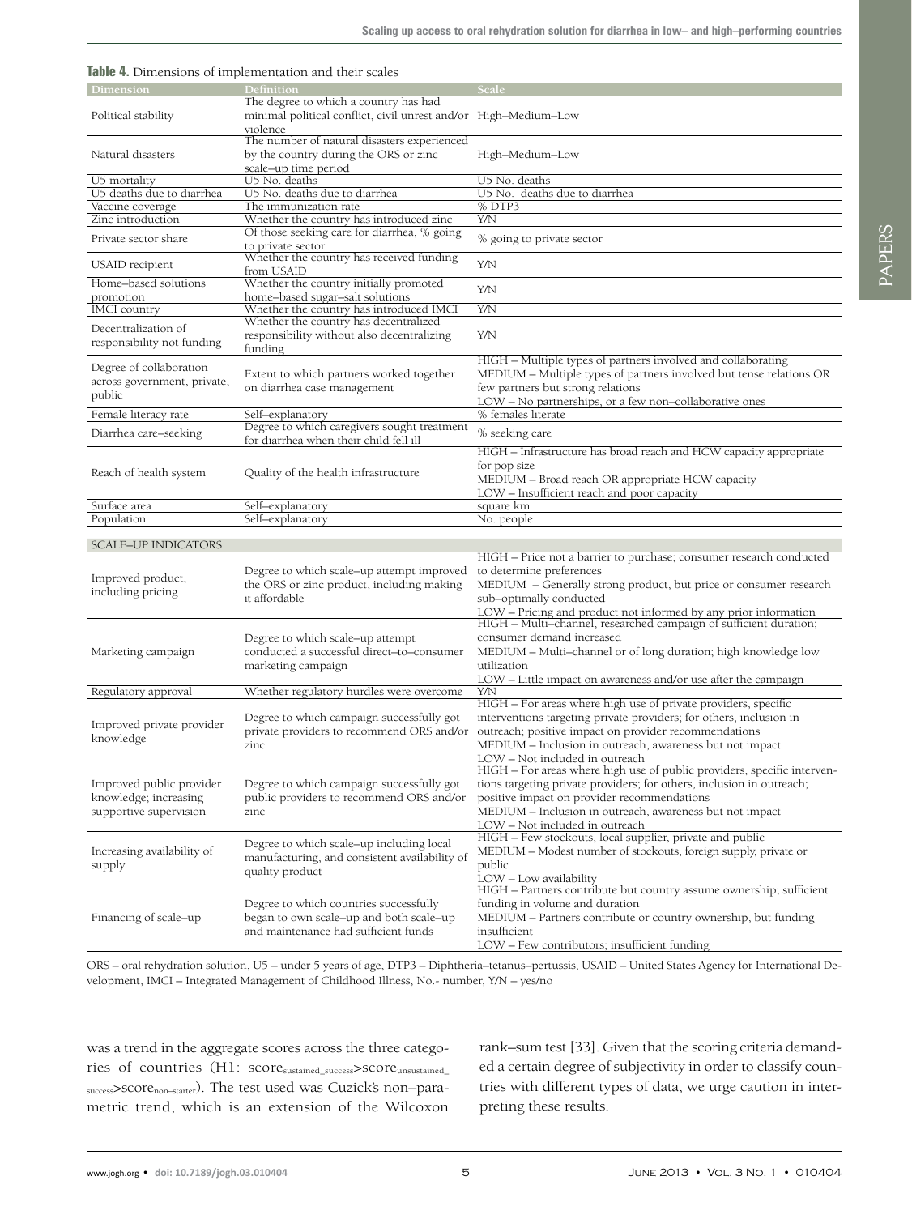**Table 4.** Dimensions of implementation and their scales

| Dimension | Definition | Scale |
|---|---|---|
| Political stability | The degree to which a country has had minimal political conflict, civil unrest and/or violence | High–Medium–Low |
| Natural disasters | The number of natural disasters experienced by the country during the ORS or zinc scale–up time period | High–Medium–Low |
| U5 mortality | U5 No. deaths | U5 No. deaths |
| U5 deaths due to diarrhea | U5 No. deaths due to diarrhea | U5 No. deaths due to diarrhea |
| Vaccine coverage | The immunization rate | % DTP3 |
| Zinc introduction | Whether the country has introduced zinc | Y/N |
| Private sector share | Of those seeking care for diarrhea, % going to private sector | % going to private sector |
| USAID recipient | Whether the country has received funding from USAID | Y/N |
| Home–based solutions promotion | Whether the country initially promoted home–based sugar–salt solutions | Y/N |
| IMCI country | Whether the country has introduced IMCI | Y/N |
| Decentralization of responsibility not funding | Whether the country has decentralized responsibility without also decentralizing funding | Y/N |
| Degree of collaboration across government, private, public | Extent to which partners worked together on diarrhea case management | HIGH – Multiple types of partners involved and collaborating<br>MEDIUM – Multiple types of partners involved but tense relations OR few partners but strong relations<br>LOW – No partnerships, or a few non–collaborative ones |
| Female literacy rate | Self–explanatory | % females literate |
| Diarrhea care–seeking | Degree to which caregivers sought treatment for diarrhea when their child fell ill | % seeking care |
| Reach of health system | Quality of the health infrastructure | HIGH – Infrastructure has broad reach and HCW capacity appropriate for pop size<br>MEDIUM – Broad reach OR appropriate HCW capacity<br>LOW – Insufficient reach and poor capacity |
| Surface area | Self–explanatory | square km |
| Population | Self–explanatory | No. people |
| **SCALE–UP INDICATORS** | | |
| Improved product, including pricing | Degree to which scale–up attempt improved the ORS or zinc product, including making it affordable | HIGH – Price not a barrier to purchase; consumer research conducted to determine preferences<br>MEDIUM – Generally strong product, but price or consumer research sub–optimally conducted<br>LOW – Pricing and product not informed by any prior information |
| Marketing campaign | Degree to which scale–up attempt conducted a successful direct–to–consumer marketing campaign | HIGH – Multi–channel, researched campaign of sufficient duration; consumer demand increased<br>MEDIUM – Multi–channel or of long duration; high knowledge low utilization<br>LOW – Little impact on awareness and/or use after the campaign |
| Regulatory approval | Whether regulatory hurdles were overcome | Y/N |
| Improved private provider knowledge | Degree to which campaign successfully got private providers to recommend ORS and/or zinc | HIGH – For areas where high use of private providers, specific interventions targeting private providers; for others, inclusion in outreach; positive impact on provider recommendations<br>MEDIUM – Inclusion in outreach, awareness but not impact<br>LOW – Not included in outreach |
| Improved public provider knowledge; increasing supportive supervision | Degree to which campaign successfully got public providers to recommend ORS and/or zinc | HIGH – For areas where high use of public providers, specific interventions targeting private providers; for others, inclusion in outreach; positive impact on provider recommendations<br>MEDIUM – Inclusion in outreach, awareness but not impact<br>LOW – Not included in outreach |
| Increasing availability of supply | Degree to which scale–up including local manufacturing, and consistent availability of quality product | HIGH – Few stockouts, local supplier, private and public<br>MEDIUM – Modest number of stockouts, foreign supply, private or public<br>LOW – Low availability |
| Financing of scale–up | Degree to which countries successfully began to own scale–up and both scale–up and maintenance had sufficient funds | HIGH – Partners contribute but country assume ownership; sufficient funding in volume and duration<br>MEDIUM – Partners contribute or country ownership, but funding insufficient<br>LOW – Few contributors; insufficient funding |

ORS – oral rehydration solution, U5 – under 5 years of age, DTP3 – Diphtheria–tetanus–pertussis, USAID – United States Agency for International Development, IMCI – Integrated Management of Childhood Illness, No.- number, Y/N – yes/no

was a trend in the aggregate scores across the three categories of countries (H1: $score_{sustained\_success} > score_{unsustained\_success} > score_{non-starter}$). The test used was Cuzick's non–parametric trend, which is an extension of the Wilcoxon rank–sum test [33]. Given that the scoring criteria demanded a certain degree of subjectivity in order to classify countries with different types of data, we urge caution in interpreting these results.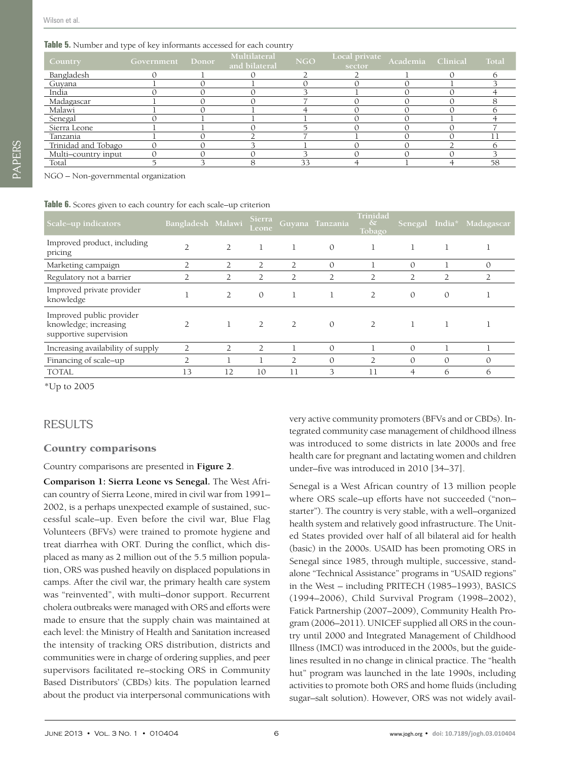**Table 5.** Number and type of key informants accessed for each country

| Country | Government | Donor | Multilateral and bilateral | NGO | Local private sector | Academia | Clinical | Total |
|---|---|---|---|---|---|---|---|---|
| Bangladesh | 0 | 1 | 0 | 2 | 2 | 1 | 0 | 6 |
| Guyana | 1 | 0 | 1 | 0 | 0 | 0 | 1 | 3 |
| India | 0 | 0 | 0 | 3 | 1 | 0 | 0 | 4 |
| Madagascar | 1 | 0 | 0 | 7 | 0 | 0 | 0 | 8 |
| Malawi | 1 | 0 | 1 | 4 | 0 | 0 | 0 | 6 |
| Senegal | 0 | 1 | 1 | 1 | 0 | 0 | 1 | 4 |
| Sierra Leone | 1 | 1 | 0 | 5 | 0 | 0 | 0 | 7 |
| Tanzania | 1 | 0 | 2 | 7 | 1 | 0 | 0 | 11 |
| Trinidad and Tobago | 0 | 0 | 3 | 1 | 0 | 0 | 2 | 6 |
| Multi–country input | 0 | 0 | 0 | 3 | 0 | 0 | 0 | 3 |
| Total | 5 | 3 | 8 | 33 | 4 | 1 | 4 | 58 |

NGO – Non-governmental organization

**Table 6.** Scores given to each country for each scale–up criterion

| Scale–up indicators | Bangladesh | Malawi | Sierra Leone | Guyana | Tanzania | Trinidad & Tobago | Senegal | India* | Madagascar |
|---|---|---|---|---|---|---|---|---|---|
| Improved product, including pricing | 2 | 2 | 1 | 1 | 0 | 1 | 1 | 1 | 1 |
| Marketing campaign | 2 | 2 | 2 | 2 | 0 | 1 | 0 | 1 | 0 |
| Regulatory not a barrier | 2 | 2 | 2 | 2 | 2 | 2 | 2 | 2 | 2 |
| Improved private provider knowledge | 1 | 2 | 0 | 1 | 1 | 2 | 0 | 0 | 1 |
| Improved public provider knowledge; increasing supportive supervision | 2 | 1 | 2 | 2 | 0 | 2 | 1 | 1 | 1 |
| Increasing availability of supply | 2 | 2 | 2 | 1 | 0 | 1 | 0 | 1 | 1 |
| Financing of scale–up | 2 | 1 | 1 | 2 | 0 | 2 | 0 | 0 | 0 |
| TOTAL | 13 | 12 | 10 | 11 | 3 | 11 | 4 | 6 | 6 |

*Up to 2005

## RESULTS

### Country comparisons

Country comparisons are presented in **Figure 2**.

**Comparison 1: Sierra Leone vs Senegal.** The West African country of Sierra Leone, mired in civil war from 1991–2002, is a perhaps unexpected example of sustained, successful scale–up. Even before the civil war, Blue Flag Volunteers (BFVs) were trained to promote hygiene and treat diarrhea with ORT. During the conflict, which displaced as many as 2 million out of the 5.5 million population, ORS was pushed heavily on displaced populations in camps. After the civil war, the primary health care system was "reinvented", with multi–donor support. Recurrent cholera outbreaks were managed with ORS and efforts were made to ensure that the supply chain was maintained at each level: the Ministry of Health and Sanitation increased the intensity of tracking ORS distribution, districts and communities were in charge of ordering supplies, and peer supervisors facilitated re–stocking ORS in Community Based Distributors' (CBDs) kits. The population learned about the product via interpersonal communications with very active community promoters (BFVs and or CBDs). Integrated community case management of childhood illness was introduced to some districts in late 2000s and free health care for pregnant and lactating women and children under–five was introduced in 2010 [34–37].

Senegal is a West African country of 13 million people where ORS scale–up efforts have not succeeded ("non–starter"). The country is very stable, with a well–organized health system and relatively good infrastructure. The United States provided over half of all bilateral aid for health (basic) in the 2000s. USAID has been promoting ORS in Senegal since 1985, through multiple, successive, stand-alone "Technical Assistance" programs in "USAID regions" in the West – including PRITECH (1985–1993), BASICS (1994–2006), Child Survival Program (1998–2002), Fatick Partnership (2007–2009), Community Health Program (2006–2011). UNICEF supplied all ORS in the country until 2000 and Integrated Management of Childhood Illness (IMCI) was introduced in the 2000s, but the guidelines resulted in no change in clinical practice. The "health hut" program was launched in the late 1990s, including activities to promote both ORS and home fluids (including sugar–salt solution). However, ORS was not widely avail-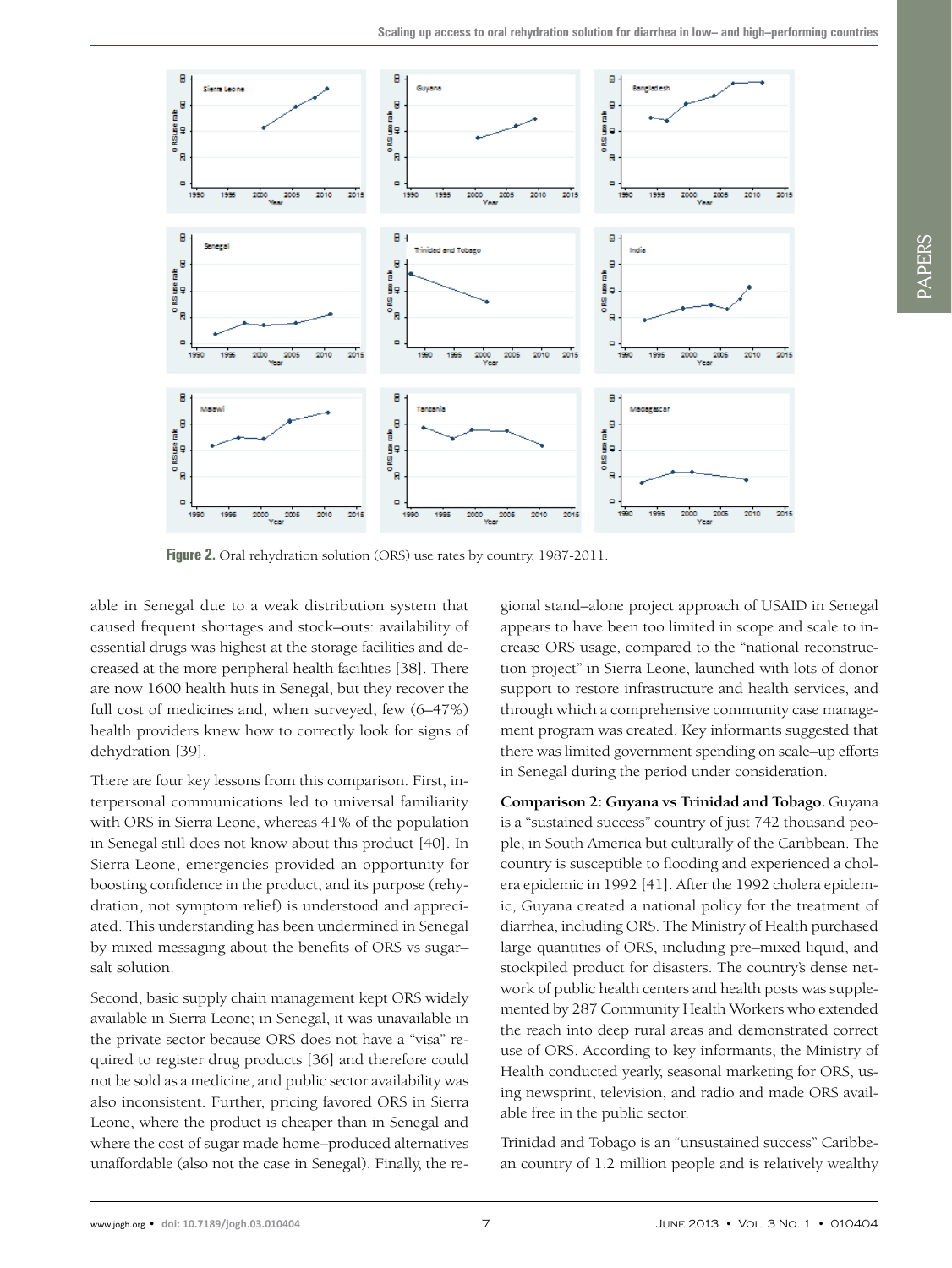**Figure 2.** Oral rehydration solution (ORS) use rates by country, 1987-2011.

able in Senegal due to a weak distribution system that caused frequent shortages and stock–outs: availability of essential drugs was highest at the storage facilities and decreased at the more peripheral health facilities [38]. There are now 1600 health huts in Senegal, but they recover the full cost of medicines and, when surveyed, few (6–47%) health providers knew how to correctly look for signs of dehydration [39].

There are four key lessons from this comparison. First, interpersonal communications led to universal familiarity with ORS in Sierra Leone, whereas 41% of the population in Senegal still does not know about this product [40]. In Sierra Leone, emergencies provided an opportunity for boosting confidence in the product, and its purpose (rehydration, not symptom relief) is understood and appreciated. This understanding has been undermined in Senegal by mixed messaging about the benefits of ORS vs sugar–salt solution.

Second, basic supply chain management kept ORS widely available in Sierra Leone; in Senegal, it was unavailable in the private sector because ORS does not have a "visa" required to register drug products [36] and therefore could not be sold as a medicine, and public sector availability was also inconsistent. Further, pricing favored ORS in Sierra Leone, where the product is cheaper than in Senegal and where the cost of sugar made home–produced alternatives unaffordable (also not the case in Senegal). Finally, the regional stand–alone project approach of USAID in Senegal appears to have been too limited in scope and scale to increase ORS usage, compared to the "national reconstruction project" in Sierra Leone, launched with lots of donor support to restore infrastructure and health services, and through which a comprehensive community case management program was created. Key informants suggested that there was limited government spending on scale–up efforts in Senegal during the period under consideration.

**Comparison 2: Guyana vs Trinidad and Tobago.** Guyana is a "sustained success" country of just 742 thousand people, in South America but culturally of the Caribbean. The country is susceptible to flooding and experienced a cholera epidemic in 1992 [41]. After the 1992 cholera epidemic, Guyana created a national policy for the treatment of diarrhea, including ORS. The Ministry of Health purchased large quantities of ORS, including pre–mixed liquid, and stockpiled product for disasters. The country's dense network of public health centers and health posts was supplemented by 287 Community Health Workers who extended the reach into deep rural areas and demonstrated correct use of ORS. According to key informants, the Ministry of Health conducted yearly, seasonal marketing for ORS, using newsprint, television, and radio and made ORS available free in the public sector.

Trinidad and Tobago is an "unsustained success" Caribbean country of 1.2 million people and is relatively wealthy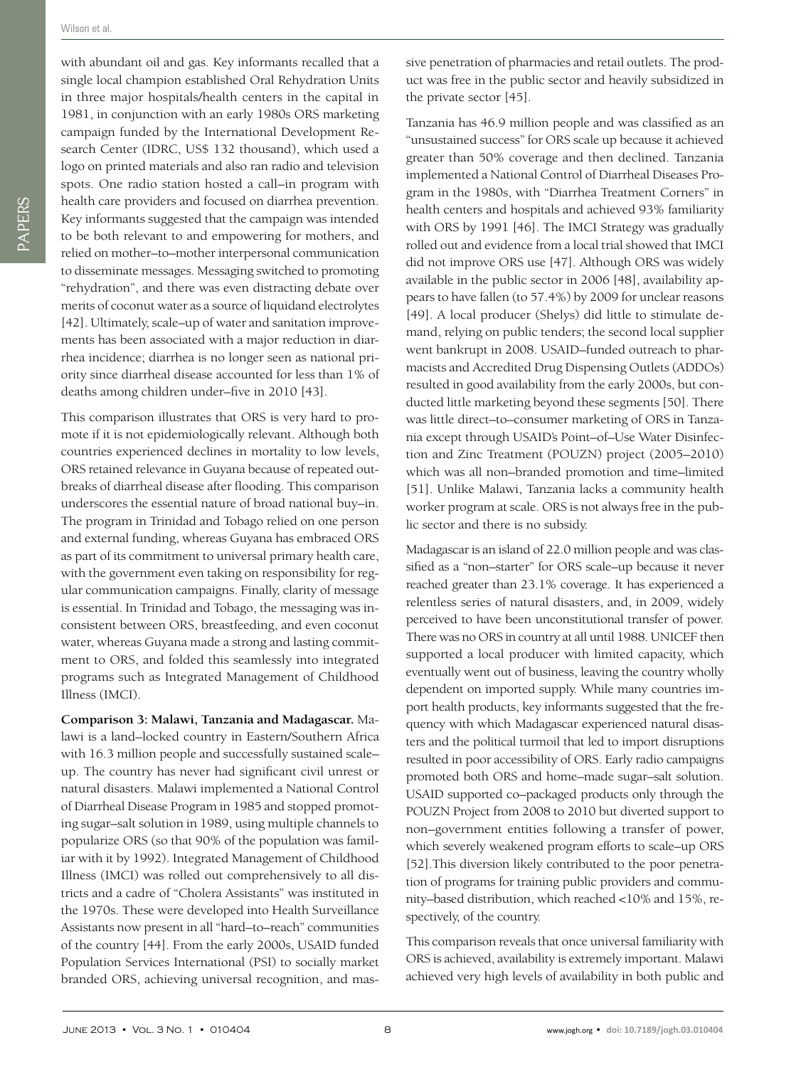with abundant oil and gas. Key informants recalled that a single local champion established Oral Rehydration Units in three major hospitals/health centers in the capital in 1981, in conjunction with an early 1980s ORS marketing campaign funded by the International Development Research Center (IDRC, US$ 132 thousand), which used a logo on printed materials and also ran radio and television spots. One radio station hosted a call–in program with health care providers and focused on diarrhea prevention. Key informants suggested that the campaign was intended to be both relevant to and empowering for mothers, and relied on mother–to–mother interpersonal communication to disseminate messages. Messaging switched to promoting "rehydration", and there was even distracting debate over merits of coconut water as a source of liquidand electrolytes [42]. Ultimately, scale–up of water and sanitation improvements has been associated with a major reduction in diarrhea incidence; diarrhea is no longer seen as national priority since diarrheal disease accounted for less than 1% of deaths among children under–five in 2010 [43].

This comparison illustrates that ORS is very hard to promote if it is not epidemiologically relevant. Although both countries experienced declines in mortality to low levels, ORS retained relevance in Guyana because of repeated outbreaks of diarrheal disease after flooding. This comparison underscores the essential nature of broad national buy–in. The program in Trinidad and Tobago relied on one person and external funding, whereas Guyana has embraced ORS as part of its commitment to universal primary health care, with the government even taking on responsibility for regular communication campaigns. Finally, clarity of message is essential. In Trinidad and Tobago, the messaging was inconsistent between ORS, breastfeeding, and even coconut water, whereas Guyana made a strong and lasting commitment to ORS, and folded this seamlessly into integrated programs such as Integrated Management of Childhood Illness (IMCI).

**Comparison 3: Malawi, Tanzania and Madagascar.** Malawi is a land–locked country in Eastern/Southern Africa with 16.3 million people and successfully sustained scale–up. The country has never had significant civil unrest or natural disasters. Malawi implemented a National Control of Diarrheal Disease Program in 1985 and stopped promoting sugar–salt solution in 1989, using multiple channels to popularize ORS (so that 90% of the population was familiar with it by 1992). Integrated Management of Childhood Illness (IMCI) was rolled out comprehensively to all districts and a cadre of "Cholera Assistants" was instituted in the 1970s. These were developed into Health Surveillance Assistants now present in all "hard–to–reach" communities of the country [44]. From the early 2000s, USAID funded Population Services International (PSI) to socially market branded ORS, achieving universal recognition, and massive penetration of pharmacies and retail outlets. The product was free in the public sector and heavily subsidized in the private sector [45].

Tanzania has 46.9 million people and was classified as an "unsustained success" for ORS scale up because it achieved greater than 50% coverage and then declined. Tanzania implemented a National Control of Diarrheal Diseases Program in the 1980s, with "Diarrhea Treatment Corners" in health centers and hospitals and achieved 93% familiarity with ORS by 1991 [46]. The IMCI Strategy was gradually rolled out and evidence from a local trial showed that IMCI did not improve ORS use [47]. Although ORS was widely available in the public sector in 2006 [48], availability appears to have fallen (to 57.4%) by 2009 for unclear reasons [49]. A local producer (Shelys) did little to stimulate demand, relying on public tenders; the second local supplier went bankrupt in 2008. USAID–funded outreach to pharmacists and Accredited Drug Dispensing Outlets (ADDOs) resulted in good availability from the early 2000s, but conducted little marketing beyond these segments [50]. There was little direct–to–consumer marketing of ORS in Tanzania except through USAID's Point–of–Use Water Disinfection and Zinc Treatment (POUZN) project (2005–2010) which was all non–branded promotion and time–limited [51]. Unlike Malawi, Tanzania lacks a community health worker program at scale. ORS is not always free in the public sector and there is no subsidy.

Madagascar is an island of 22.0 million people and was classified as a "non–starter" for ORS scale–up because it never reached greater than 23.1% coverage. It has experienced a relentless series of natural disasters, and, in 2009, widely perceived to have been unconstitutional transfer of power. There was no ORS in country at all until 1988. UNICEF then supported a local producer with limited capacity, which eventually went out of business, leaving the country wholly dependent on imported supply. While many countries import health products, key informants suggested that the frequency with which Madagascar experienced natural disasters and the political turmoil that led to import disruptions resulted in poor accessibility of ORS. Early radio campaigns promoted both ORS and home–made sugar–salt solution. USAID supported co–packaged products only through the POUZN Project from 2008 to 2010 but diverted support to non–government entities following a transfer of power, which severely weakened program efforts to scale–up ORS [52].This diversion likely contributed to the poor penetration of programs for training public providers and community–based distribution, which reached <10% and 15%, respectively, of the country.

This comparison reveals that once universal familiarity with ORS is achieved, availability is extremely important. Malawi achieved very high levels of availability in both public and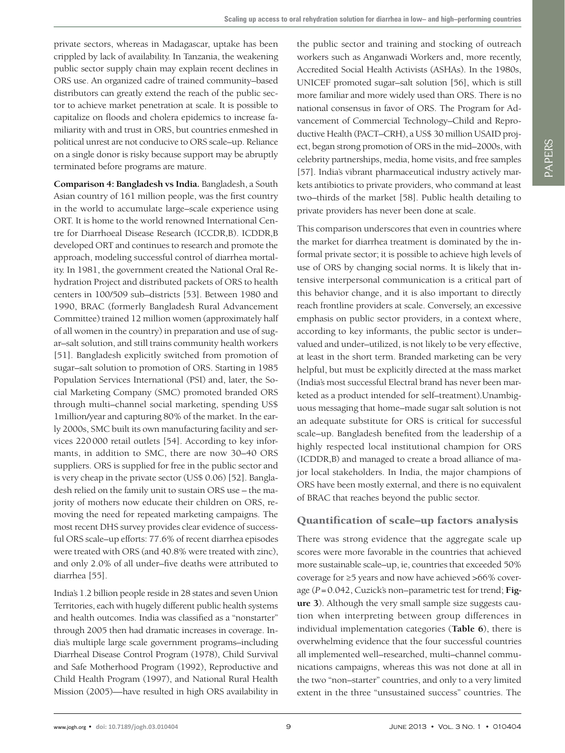private sectors, whereas in Madagascar, uptake has been crippled by lack of availability. In Tanzania, the weakening public sector supply chain may explain recent declines in ORS use. An organized cadre of trained community–based distributors can greatly extend the reach of the public sector to achieve market penetration at scale. It is possible to capitalize on floods and cholera epidemics to increase familiarity with and trust in ORS, but countries enmeshed in political unrest are not conducive to ORS scale–up. Reliance on a single donor is risky because support may be abruptly terminated before programs are mature.

**Comparison 4: Bangladesh vs India.** Bangladesh, a South Asian country of 161 million people, was the first country in the world to accumulate large–scale experience using ORT. It is home to the world renowned International Centre for Diarrhoeal Disease Research (ICCDR,B). ICDDR,B developed ORT and continues to research and promote the approach, modeling successful control of diarrhea mortality. In 1981, the government created the National Oral Rehydration Project and distributed packets of ORS to health centers in 100/509 sub–districts [53]. Between 1980 and 1990, BRAC (formerly Bangladesh Rural Advancement Committee) trained 12 million women (approximately half of all women in the country) in preparation and use of sugar–salt solution, and still trains community health workers [51]. Bangladesh explicitly switched from promotion of sugar–salt solution to promotion of ORS. Starting in 1985 Population Services International (PSI) and, later, the Social Marketing Company (SMC) promoted branded ORS through multi–channel social marketing, spending US$ 1million/year and capturing 80% of the market. In the early 2000s, SMC built its own manufacturing facility and services 220 000 retail outlets [54]. According to key informants, in addition to SMC, there are now 30–40 ORS suppliers. ORS is supplied for free in the public sector and is very cheap in the private sector (US$ 0.06) [52]. Bangladesh relied on the family unit to sustain ORS use – the majority of mothers now educate their children on ORS, removing the need for repeated marketing campaigns. The most recent DHS survey provides clear evidence of successful ORS scale–up efforts: 77.6% of recent diarrhea episodes were treated with ORS (and 40.8% were treated with zinc), and only 2.0% of all under–five deaths were attributed to diarrhea [55].

India's 1.2 billion people reside in 28 states and seven Union Territories, each with hugely different public health systems and health outcomes. India was classified as a "nonstarter" through 2005 then had dramatic increases in coverage. India's multiple large scale government programs–including Diarrheal Disease Control Program (1978), Child Survival and Safe Motherhood Program (1992), Reproductive and Child Health Program (1997), and National Rural Health Mission (2005)—have resulted in high ORS availability in the public sector and training and stocking of outreach workers such as Anganwadi Workers and, more recently, Accredited Social Health Activists (ASHAs). In the 1980s, UNICEF promoted sugar–salt solution [56], which is still more familiar and more widely used than ORS. There is no national consensus in favor of ORS. The Program for Advancement of Commercial Technology–Child and Reproductive Health (PACT–CRH), a US$ 30 million USAID project, began strong promotion of ORS in the mid–2000s, with celebrity partnerships, media, home visits, and free samples [57]. India's vibrant pharmaceutical industry actively markets antibiotics to private providers, who command at least two–thirds of the market [58]. Public health detailing to private providers has never been done at scale.

This comparison underscores that even in countries where the market for diarrhea treatment is dominated by the informal private sector; it is possible to achieve high levels of use of ORS by changing social norms. It is likely that intensive interpersonal communication is a critical part of this behavior change, and it is also important to directly reach frontline providers at scale. Conversely, an excessive emphasis on public sector providers, in a context where, according to key informants, the public sector is under–valued and under–utilized, is not likely to be very effective, at least in the short term. Branded marketing can be very helpful, but must be explicitly directed at the mass market (India's most successful Electral brand has never been marketed as a product intended for self–treatment).Unambiguous messaging that home–made sugar salt solution is not an adequate substitute for ORS is critical for successful scale–up. Bangladesh benefited from the leadership of a highly respected local institutional champion for ORS (ICDDR,B) and managed to create a broad alliance of major local stakeholders. In India, the major champions of ORS have been mostly external, and there is no equivalent of BRAC that reaches beyond the public sector.

## Quantification of scale–up factors analysis

There was strong evidence that the aggregate scale up scores were more favorable in the countries that achieved more sustainable scale–up, ie, countries that exceeded 50% coverage for ≥5 years and now have achieved >66% coverage ($P = 0.042$, Cuzick's non–parametric test for trend; **Figure 3**). Although the very small sample size suggests caution when interpreting between group differences in individual implementation categories (**Table 6**), there is overwhelming evidence that the four successful countries all implemented well–researched, multi–channel communications campaigns, whereas this was not done at all in the two "non–starter" countries, and only to a very limited extent in the three "unsustained success" countries. The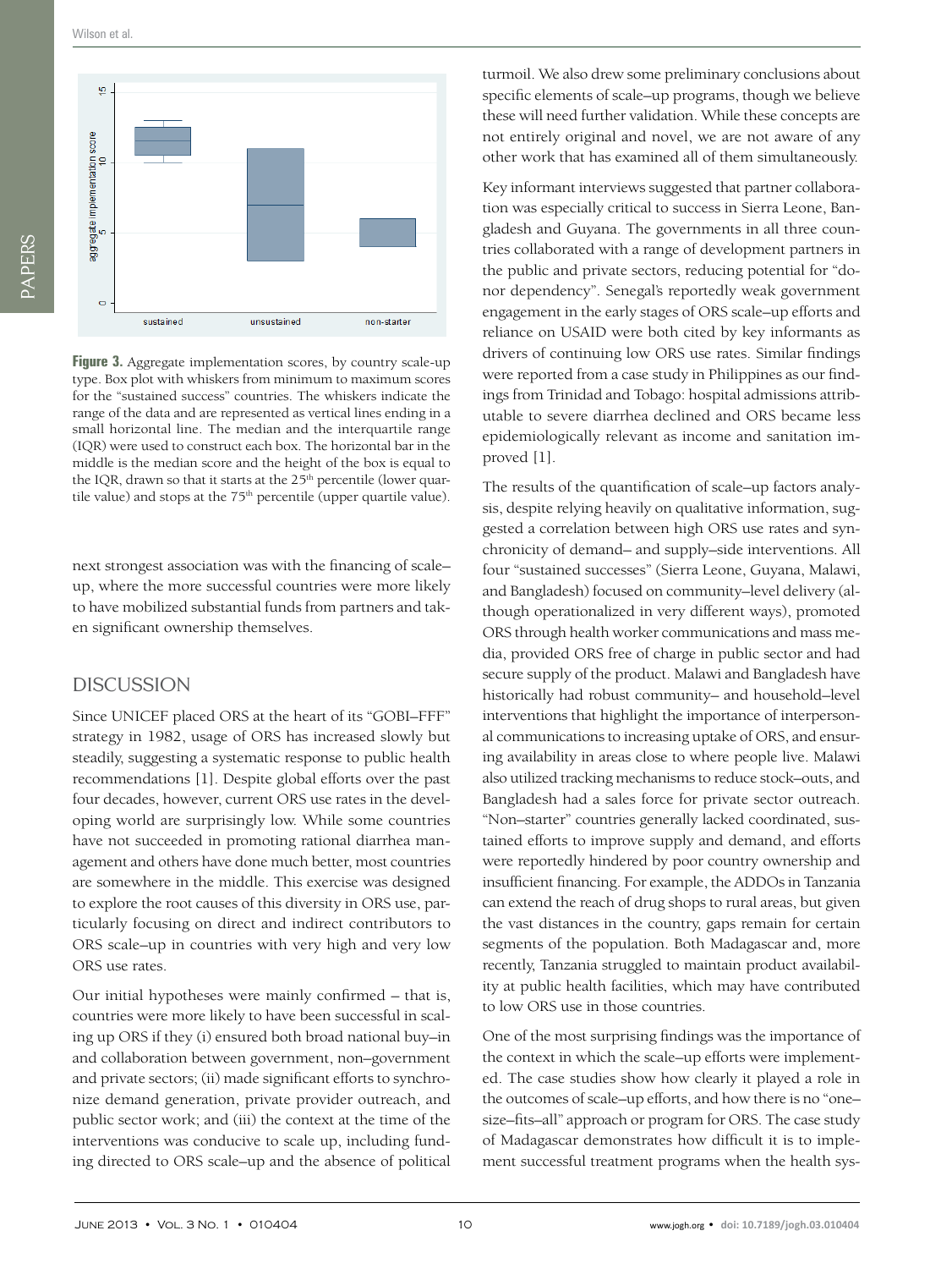**Figure 3.** Aggregate implementation scores, by country scale-up type. Box plot with whiskers from minimum to maximum scores for the "sustained success" countries. The whiskers indicate the range of the data and are represented as vertical lines ending in a small horizontal line. The median and the interquartile range (IQR) were used to construct each box. The horizontal bar in the middle is the median score and the height of the box is equal to the IQR, drawn so that it starts at the 25th percentile (lower quartile value) and stops at the 75th percentile (upper quartile value).

next strongest association was with the financing of scale–up, where the more successful countries were more likely to have mobilized substantial funds from partners and taken significant ownership themselves.

## DISCUSSION

Since UNICEF placed ORS at the heart of its "GOBI–FFF" strategy in 1982, usage of ORS has increased slowly but steadily, suggesting a systematic response to public health recommendations [1]. Despite global efforts over the past four decades, however, current ORS use rates in the developing world are surprisingly low. While some countries have not succeeded in promoting rational diarrhea management and others have done much better, most countries are somewhere in the middle. This exercise was designed to explore the root causes of this diversity in ORS use, particularly focusing on direct and indirect contributors to ORS scale–up in countries with very high and very low ORS use rates.

Our initial hypotheses were mainly confirmed – that is, countries were more likely to have been successful in scaling up ORS if they (i) ensured both broad national buy–in and collaboration between government, non–government and private sectors; (ii) made significant efforts to synchronize demand generation, private provider outreach, and public sector work; and (iii) the context at the time of the interventions was conducive to scale up, including funding directed to ORS scale–up and the absence of political turmoil. We also drew some preliminary conclusions about specific elements of scale–up programs, though we believe these will need further validation. While these concepts are not entirely original and novel, we are not aware of any other work that has examined all of them simultaneously.

Key informant interviews suggested that partner collaboration was especially critical to success in Sierra Leone, Bangladesh and Guyana. The governments in all three countries collaborated with a range of development partners in the public and private sectors, reducing potential for "donor dependency". Senegal's reportedly weak government engagement in the early stages of ORS scale–up efforts and reliance on USAID were both cited by key informants as drivers of continuing low ORS use rates. Similar findings were reported from a case study in Philippines as our findings from Trinidad and Tobago: hospital admissions attributable to severe diarrhea declined and ORS became less epidemiologically relevant as income and sanitation improved [1].

The results of the quantification of scale–up factors analysis, despite relying heavily on qualitative information, suggested a correlation between high ORS use rates and synchronicity of demand– and supply–side interventions. All four "sustained successes" (Sierra Leone, Guyana, Malawi, and Bangladesh) focused on community–level delivery (although operationalized in very different ways), promoted ORS through health worker communications and mass media, provided ORS free of charge in public sector and had secure supply of the product. Malawi and Bangladesh have historically had robust community– and household–level interventions that highlight the importance of interpersonal communications to increasing uptake of ORS, and ensuring availability in areas close to where people live. Malawi also utilized tracking mechanisms to reduce stock–outs, and Bangladesh had a sales force for private sector outreach. "Non–starter" countries generally lacked coordinated, sustained efforts to improve supply and demand, and efforts were reportedly hindered by poor country ownership and insufficient financing. For example, the ADDOs in Tanzania can extend the reach of drug shops to rural areas, but given the vast distances in the country, gaps remain for certain segments of the population. Both Madagascar and, more recently, Tanzania struggled to maintain product availability at public health facilities, which may have contributed to low ORS use in those countries.

One of the most surprising findings was the importance of the context in which the scale–up efforts were implemented. The case studies show how clearly it played a role in the outcomes of scale–up efforts, and how there is no "one–size–fits–all" approach or program for ORS. The case study of Madagascar demonstrates how difficult it is to implement successful treatment programs when the health sys-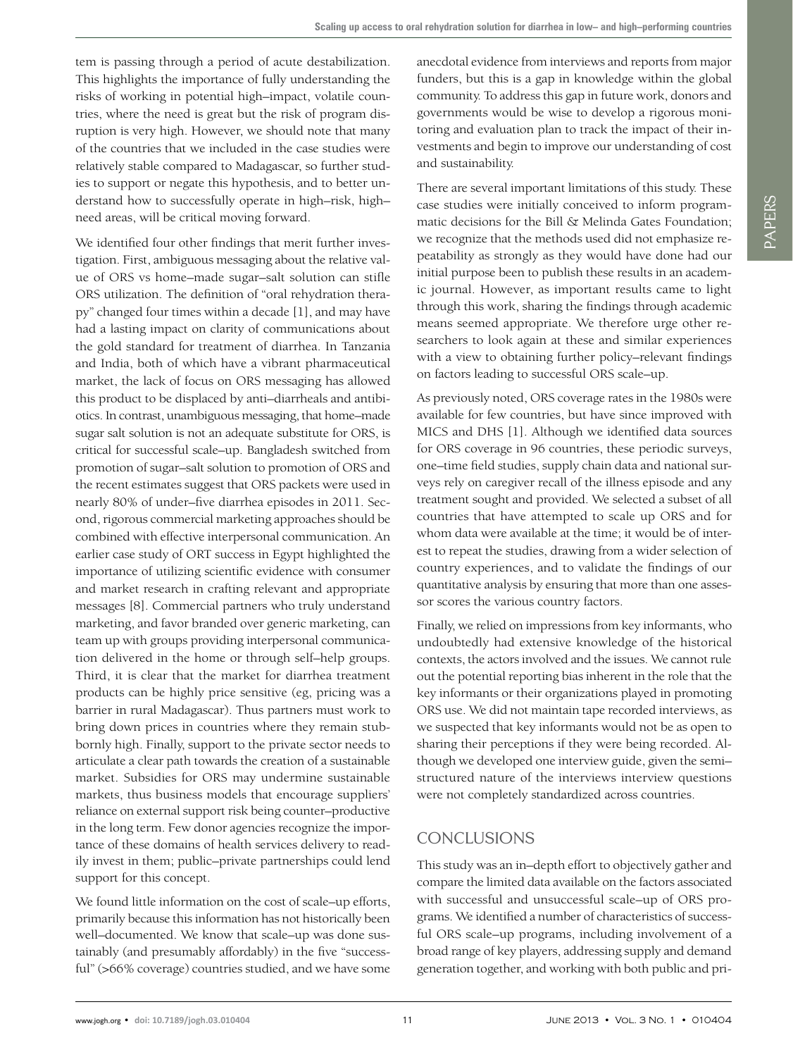tem is passing through a period of acute destabilization. This highlights the importance of fully understanding the risks of working in potential high–impact, volatile countries, where the need is great but the risk of program disruption is very high. However, we should note that many of the countries that we included in the case studies were relatively stable compared to Madagascar, so further studies to support or negate this hypothesis, and to better understand how to successfully operate in high–risk, high–need areas, will be critical moving forward.

We identified four other findings that merit further investigation. First, ambiguous messaging about the relative value of ORS vs home–made sugar–salt solution can stifle ORS utilization. The definition of "oral rehydration therapy" changed four times within a decade [1], and may have had a lasting impact on clarity of communications about the gold standard for treatment of diarrhea. In Tanzania and India, both of which have a vibrant pharmaceutical market, the lack of focus on ORS messaging has allowed this product to be displaced by anti–diarrheals and antibiotics. In contrast, unambiguous messaging, that home–made sugar salt solution is not an adequate substitute for ORS, is critical for successful scale–up. Bangladesh switched from promotion of sugar–salt solution to promotion of ORS and the recent estimates suggest that ORS packets were used in nearly 80% of under–five diarrhea episodes in 2011. Second, rigorous commercial marketing approaches should be combined with effective interpersonal communication. An earlier case study of ORT success in Egypt highlighted the importance of utilizing scientific evidence with consumer and market research in crafting relevant and appropriate messages [8]. Commercial partners who truly understand marketing, and favor branded over generic marketing, can team up with groups providing interpersonal communication delivered in the home or through self–help groups. Third, it is clear that the market for diarrhea treatment products can be highly price sensitive (eg, pricing was a barrier in rural Madagascar). Thus partners must work to bring down prices in countries where they remain stubbornly high. Finally, support to the private sector needs to articulate a clear path towards the creation of a sustainable market. Subsidies for ORS may undermine sustainable markets, thus business models that encourage suppliers' reliance on external support risk being counter–productive in the long term. Few donor agencies recognize the importance of these domains of health services delivery to readily invest in them; public–private partnerships could lend support for this concept.

We found little information on the cost of scale–up efforts, primarily because this information has not historically been well–documented. We know that scale–up was done sustainably (and presumably affordably) in the five "successful" (>66% coverage) countries studied, and we have some anecdotal evidence from interviews and reports from major funders, but this is a gap in knowledge within the global community. To address this gap in future work, donors and governments would be wise to develop a rigorous monitoring and evaluation plan to track the impact of their investments and begin to improve our understanding of cost and sustainability.

There are several important limitations of this study. These case studies were initially conceived to inform programmatic decisions for the Bill & Melinda Gates Foundation; we recognize that the methods used did not emphasize repeatability as strongly as they would have done had our initial purpose been to publish these results in an academic journal. However, as important results came to light through this work, sharing the findings through academic means seemed appropriate. We therefore urge other researchers to look again at these and similar experiences with a view to obtaining further policy–relevant findings on factors leading to successful ORS scale–up.

As previously noted, ORS coverage rates in the 1980s were available for few countries, but have since improved with MICS and DHS [1]. Although we identified data sources for ORS coverage in 96 countries, these periodic surveys, one–time field studies, supply chain data and national surveys rely on caregiver recall of the illness episode and any treatment sought and provided. We selected a subset of all countries that have attempted to scale up ORS and for whom data were available at the time; it would be of interest to repeat the studies, drawing from a wider selection of country experiences, and to validate the findings of our quantitative analysis by ensuring that more than one assessor scores the various country factors.

Finally, we relied on impressions from key informants, who undoubtedly had extensive knowledge of the historical contexts, the actors involved and the issues. We cannot rule out the potential reporting bias inherent in the role that the key informants or their organizations played in promoting ORS use. We did not maintain tape recorded interviews, as we suspected that key informants would not be as open to sharing their perceptions if they were being recorded. Although we developed one interview guide, given the semi–structured nature of the interviews interview questions were not completely standardized across countries.

## CONCLUSIONS

This study was an in–depth effort to objectively gather and compare the limited data available on the factors associated with successful and unsuccessful scale–up of ORS programs. We identified a number of characteristics of successful ORS scale–up programs, including involvement of a broad range of key players, addressing supply and demand generation together, and working with both public and pri-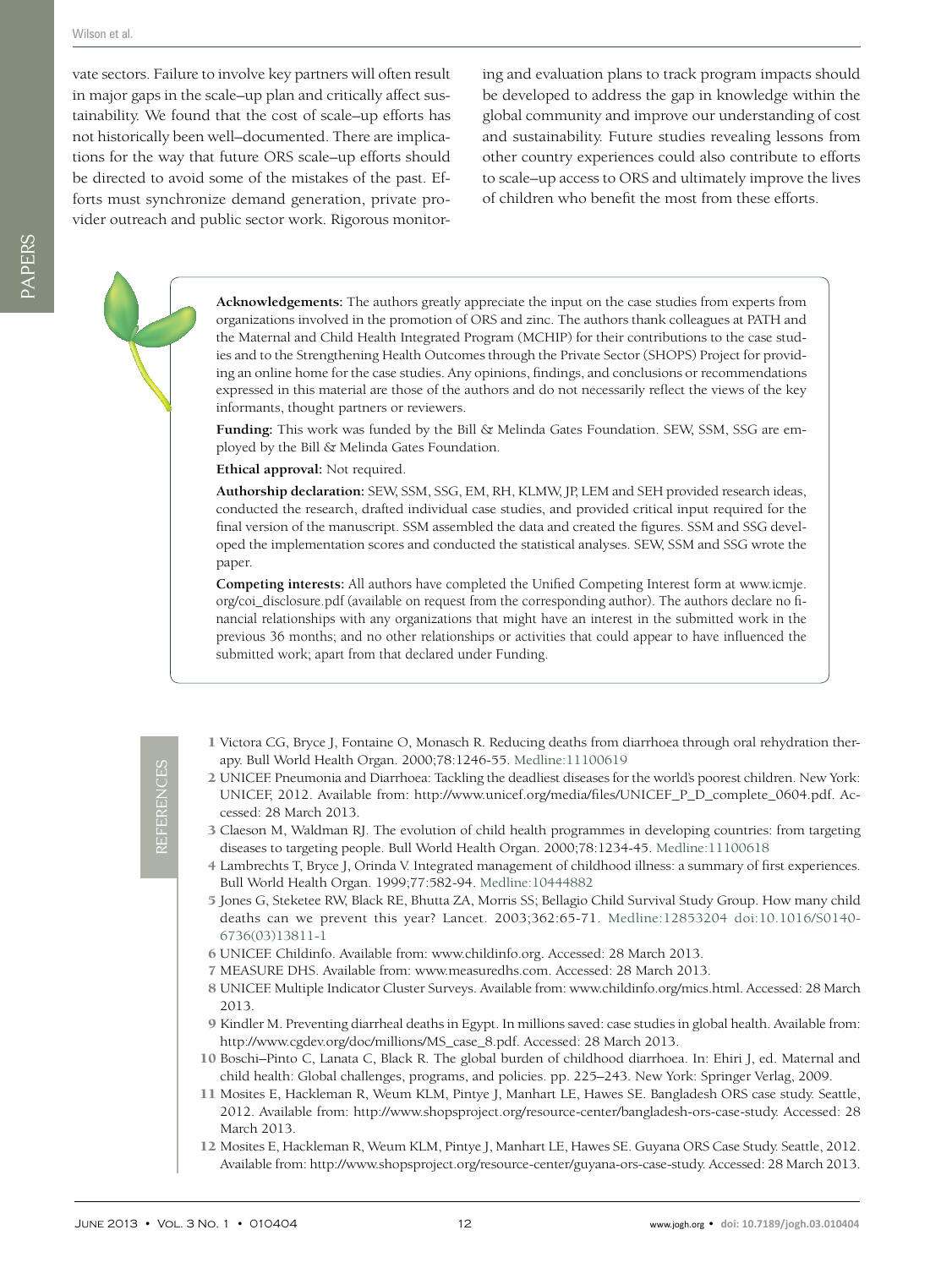vate sectors. Failure to involve key partners will often result in major gaps in the scale–up plan and critically affect sustainability. We found that the cost of scale–up efforts has not historically been well–documented. There are implications for the way that future ORS scale–up efforts should be directed to avoid some of the mistakes of the past. Efforts must synchronize demand generation, private provider outreach and public sector work. Rigorous monitoring and evaluation plans to track program impacts should be developed to address the gap in knowledge within the global community and improve our understanding of cost and sustainability. Future studies revealing lessons from other country experiences could also contribute to efforts to scale–up access to ORS and ultimately improve the lives of children who benefit the most from these efforts.

**Acknowledgements:** The authors greatly appreciate the input on the case studies from experts from organizations involved in the promotion of ORS and zinc. The authors thank colleagues at PATH and the Maternal and Child Health Integrated Program (MCHIP) for their contributions to the case studies and to the Strengthening Health Outcomes through the Private Sector (SHOPS) Project for providing an online home for the case studies. Any opinions, findings, and conclusions or recommendations expressed in this material are those of the authors and do not necessarily reflect the views of the key informants, thought partners or reviewers.

**Funding:** This work was funded by the Bill & Melinda Gates Foundation. SEW, SSM, SSG are employed by the Bill & Melinda Gates Foundation.

**Ethical approval:** Not required.

**Authorship declaration:** SEW, SSM, SSG, EM, RH, KLMW, JP, LEM and SEH provided research ideas, conducted the research, drafted individual case studies, and provided critical input required for the final version of the manuscript. SSM assembled the data and created the figures. SSM and SSG developed the implementation scores and conducted the statistical analyses. SEW, SSM and SSG wrote the paper.

**Competing interests:** All authors have completed the Unified Competing Interest form at www.icmje.org/coi_disclosure.pdf (available on request from the corresponding author). The authors declare no financial relationships with any organizations that might have an interest in the submitted work in the previous 36 months; and no other relationships or activities that could appear to have influenced the submitted work; apart from that declared under Funding.

## REFERENCES

1 Victora CG, Bryce J, Fontaine O, Monasch R. Reducing deaths from diarrhoea through oral rehydration therapy. Bull World Health Organ. 2000;78:1246-55. Medline:11100619

2 UNICEF. Pneumonia and Diarrhoea: Tackling the deadliest diseases for the world's poorest children. New York: UNICEF, 2012. Available from: http://www.unicef.org/media/files/UNICEF_P_D_complete_0604.pdf. Accessed: 28 March 2013.

3 Claeson M, Waldman RJ. The evolution of child health programmes in developing countries: from targeting diseases to targeting people. Bull World Health Organ. 2000;78:1234-45. Medline:11100618

4 Lambrechts T, Bryce J, Orinda V. Integrated management of childhood illness: a summary of first experiences. Bull World Health Organ. 1999;77:582-94. Medline:10444882

5 Jones G, Steketee RW, Black RE, Bhutta ZA, Morris SS; Bellagio Child Survival Study Group. How many child deaths can we prevent this year? Lancet. 2003;362:65-71. Medline:12853204 doi:10.1016/S0140-6736(03)13811-1

6 UNICEF. Childinfo. Available from: www.childinfo.org. Accessed: 28 March 2013.

7 MEASURE DHS. Available from: www.measuredhs.com. Accessed: 28 March 2013.

8 UNICEF. Multiple Indicator Cluster Surveys. Available from: www.childinfo.org/mics.html. Accessed: 28 March 2013.

9 Kindler M. Preventing diarrheal deaths in Egypt. In: millions saved: case studies in global health. Available from: http://www.cgdev.org/doc/millions/MS_case_8.pdf. Accessed: 28 March 2013.

10 Boschi–Pinto C, Lanata C, Black R. The global burden of childhood diarrhoea. In: Ehiri J, ed. Maternal and child health: Global challenges, programs, and policies. pp. 225–243. New York: Springer Verlag, 2009.

11 Mosites E, Hackleman R, Weum KLM, Pintye J, Manhart LE, Hawes SE. Bangladesh ORS case study. Seattle, 2012. Available from: http://www.shopsproject.org/resource-center/bangladesh-ors-case-study. Accessed: 28 March 2013.

12 Mosites E, Hackleman R, Weum KLM, Pintye J, Manhart LE, Hawes SE. Guyana ORS Case Study. Seattle, 2012. Available from: http://www.shopsproject.org/resource-center/guyana-ors-case-study. Accessed: 28 March 2013.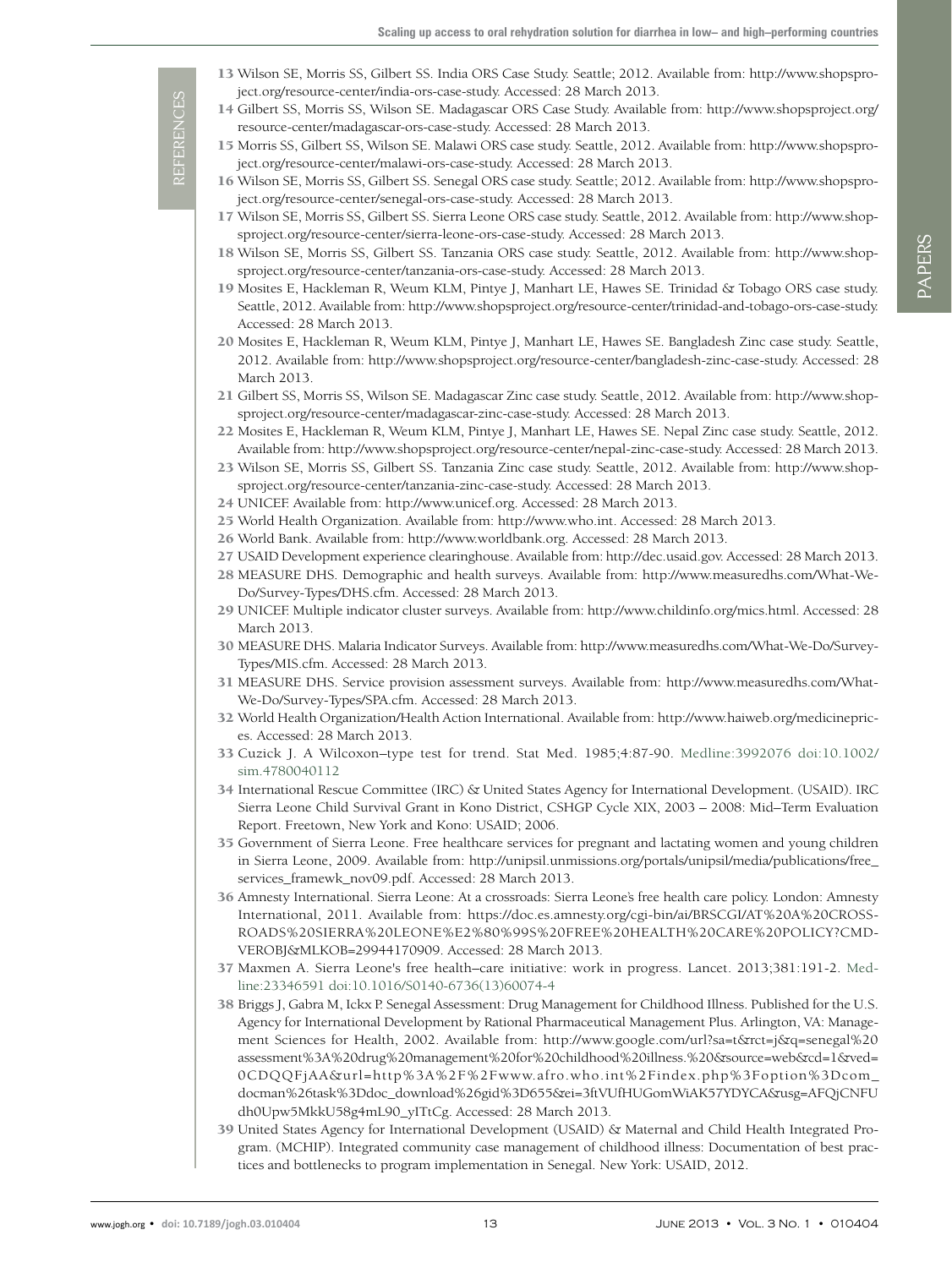13 Wilson SE, Morris SS, Gilbert SS. India ORS Case Study. Seattle; 2012. Available from: http://www.shopsproject.org/resource-center/india-ors-case-study. Accessed: 28 March 2013.

14 Gilbert SS, Morris SS, Wilson SE. Madagascar ORS Case Study. Available from: http://www.shopsproject.org/resource-center/madagascar-ors-case-study. Accessed: 28 March 2013.

15 Morris SS, Gilbert SS, Wilson SE. Malawi ORS case study. Seattle, 2012. Available from: http://www.shopsproject.org/resource-center/malawi-ors-case-study. Accessed: 28 March 2013.

16 Wilson SE, Morris SS, Gilbert SS. Senegal ORS case study. Seattle; 2012. Available from: http://www.shopsproject.org/resource-center/senegal-ors-case-study. Accessed: 28 March 2013.

17 Wilson SE, Morris SS, Gilbert SS. Sierra Leone ORS case study. Seattle, 2012. Available from: http://www.shopsproject.org/resource-center/sierra-leone-ors-case-study. Accessed: 28 March 2013.

18 Wilson SE, Morris SS, Gilbert SS. Tanzania ORS case study. Seattle, 2012. Available from: http://www.shopsproject.org/resource-center/tanzania-ors-case-study. Accessed: 28 March 2013.

19 Mosites E, Hackleman R, Weum KLM, Pintye J, Manhart LE, Hawes SE. Trinidad & Tobago ORS case study. Seattle, 2012. Available from: http://www.shopsproject.org/resource-center/trinidad-and-tobago-ors-case-study. Accessed: 28 March 2013.

20 Mosites E, Hackleman R, Weum KLM, Pintye J, Manhart LE, Hawes SE. Bangladesh Zinc case study. Seattle, 2012. Available from: http://www.shopsproject.org/resource-center/bangladesh-zinc-case-study. Accessed: 28 March 2013.

21 Gilbert SS, Morris SS, Wilson SE. Madagascar Zinc case study. Seattle, 2012. Available from: http://www.shopsproject.org/resource-center/madagascar-zinc-case-study. Accessed: 28 March 2013.

22 Mosites E, Hackleman R, Weum KLM, Pintye J, Manhart LE, Hawes SE. Nepal Zinc case study. Seattle, 2012. Available from: http://www.shopsproject.org/resource-center/nepal-zinc-case-study. Accessed: 28 March 2013.

23 Wilson SE, Morris SS, Gilbert SS. Tanzania Zinc case study. Seattle, 2012. Available from: http://www.shopsproject.org/resource-center/tanzania-zinc-case-study. Accessed: 28 March 2013.

24 UNICEF. Available from: http://www.unicef.org. Accessed: 28 March 2013.

25 World Health Organization. Available from: http://www.who.int. Accessed: 28 March 2013.

26 World Bank. Available from: http://www.worldbank.org. Accessed: 28 March 2013.

27 USAID Development experience clearinghouse. Available from: http://dec.usaid.gov. Accessed: 28 March 2013.

28 MEASURE DHS. Demographic and health surveys. Available from: http://www.measuredhs.com/What-We-Do/Survey-Types/DHS.cfm. Accessed: 28 March 2013.

29 UNICEF. Multiple indicator cluster surveys. Available from: http://www.childinfo.org/mics.html. Accessed: 28 March 2013.

30 MEASURE DHS. Malaria Indicator Surveys. Available from: http://www.measuredhs.com/What-We-Do/Survey-Types/MIS.cfm. Accessed: 28 March 2013.

31 MEASURE DHS. Service provision assessment surveys. Available from: http://www.measuredhs.com/What-We-Do/Survey-Types/SPA.cfm. Accessed: 28 March 2013.

32 World Health Organization/Health Action International. Available from: http://www.haiweb.org/medicineprices. Accessed: 28 March 2013.

33 Cuzick J. A Wilcoxon–type test for trend. Stat Med. 1985;4:87-90. Medline:3992076 doi:10.1002/sim.4780040112

34 International Rescue Committee (IRC) & United States Agency for International Development. (USAID). IRC Sierra Leone Child Survival Grant in Kono District, CSHGP Cycle XIX, 2003 – 2008: Mid–Term Evaluation Report. Freetown, New York and Kono: USAID; 2006.

35 Government of Sierra Leone. Free healthcare services for pregnant and lactating women and young children in Sierra Leone, 2009. Available from: http://unipsil.unmissions.org/portals/unipsil/media/publications/free_services_framewk_nov09.pdf. Accessed: 28 March 2013.

36 Amnesty International. Sierra Leone: At a crossroads: Sierra Leone's free health care policy. London: Amnesty International, 2011. Available from: https://doc.es.amnesty.org/cgi-bin/ai/BRSCGI/AT%20A%20CROSSROADS%20SIERRA%20LEONE%E2%80%99S%20FREE%20HEALTH%20CARE%20POLICY?CMD-VEROBJ&MLKOB=29944170909. Accessed: 28 March 2013.

37 Maxmen A. Sierra Leone's free health–care initiative: work in progress. Lancet. 2013;381:191-2. Medline:23346591 doi:10.1016/S0140-6736(13)60074-4

38 Briggs J, Gabra M, Ickx P. Senegal Assessment: Drug Management for Childhood Illness. Published for the U.S. Agency for International Development by Rational Pharmaceutical Management Plus. Arlington, VA: Management Sciences for Health, 2002. Available from: http://www.google.com/url?sa=t&rct=j&q=senegal%20assessment%3A%20drug%20management%20for%20childhood%20illness.%20&source=web&cd=1&ved=0CDQQFjAA&url=http%3A%2F%2Fwww.afro.who.int%2Findex.php%3Foption%3Dcom_docman%26task%3Ddoc_download%26gid%3D655&ei=3ftVUfHUGomWiAK57YDYCA&usg=AFQjCNFUdh0Upw5MkkU58g4mL90_yITtCg. Accessed: 28 March 2013.

39 United States Agency for International Development (USAID) & Maternal and Child Health Integrated Program. (MCHIP). Integrated community case management of childhood illness: Documentation of best practices and bottlenecks to program implementation in Senegal. New York: USAID, 2012.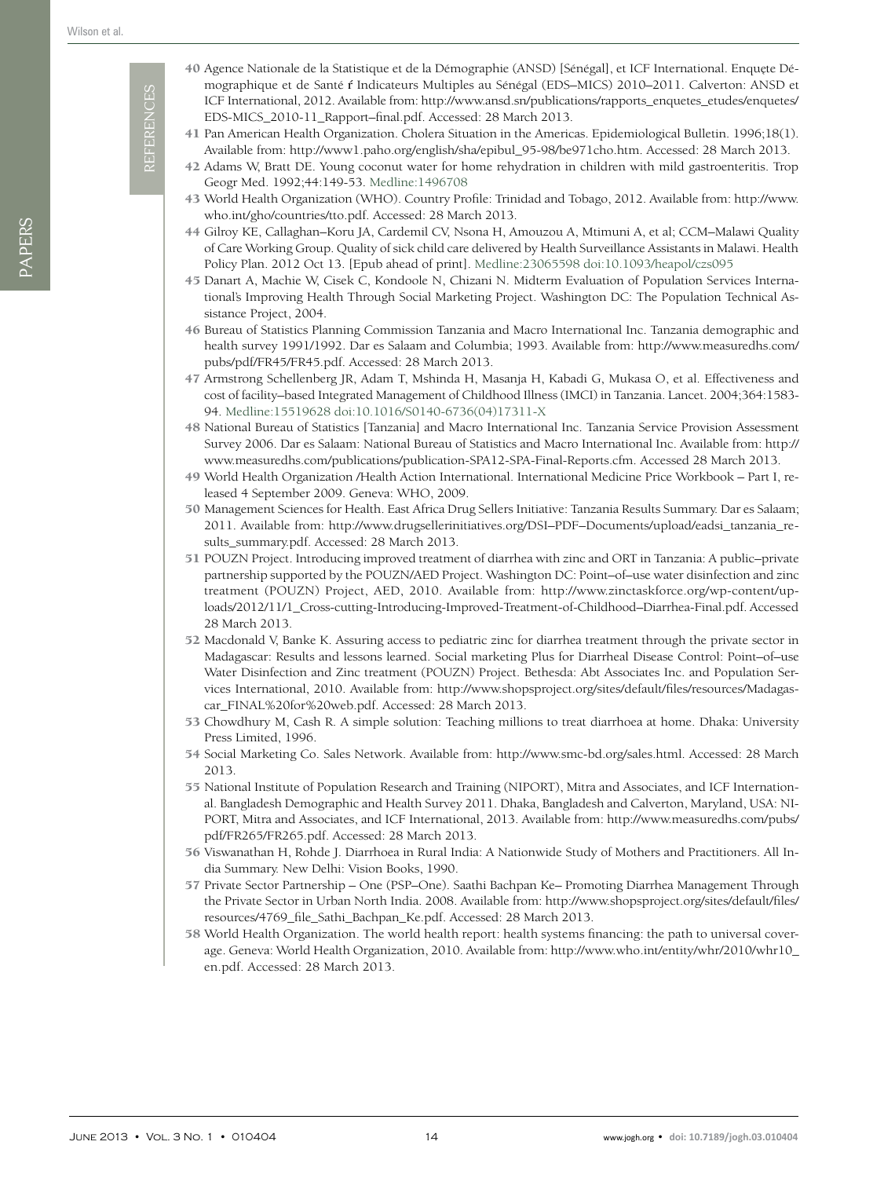40 Agence Nationale de la Statistique et de la Démographie (ANSD) [Sénégal], et ICF International. Enquęte Démographique et de Santé ŕ Indicateurs Multiples au Sénégal (EDS–MICS) 2010–2011. Calverton: ANSD et ICF International, 2012. Available from: http://www.ansd.sn/publications/rapports_enquetes_etudes/enquetes/EDS-MICS_2010-11_Rapport–final.pdf. Accessed: 28 March 2013.

41 Pan American Health Organization. Cholera Situation in the Americas. Epidemiological Bulletin. 1996;18(1). Available from: http://www1.paho.org/english/sha/epibul_95-98/be971cho.htm. Accessed: 28 March 2013.

42 Adams W, Bratt DE. Young coconut water for home rehydration in children with mild gastroenteritis. Trop Geogr Med. 1992;44:149-53. Medline:1496708

43 World Health Organization (WHO). Country Profile: Trinidad and Tobago, 2012. Available from: http://www.who.int/gho/countries/tto.pdf. Accessed: 28 March 2013.

44 Gilroy KE, Callaghan–Koru JA, Cardemil CV, Nsona H, Amouzou A, Mtimuni A, et al; CCM–Malawi Quality of Care Working Group. Quality of sick child care delivered by Health Surveillance Assistants in Malawi. Health Policy Plan. 2012 Oct 13. [Epub ahead of print]. Medline:23065598 doi:10.1093/heapol/czs095

45 Danart A, Machie W, Cisek C, Kondoole N, Chizani N. Midterm Evaluation of Population Services International's Improving Health Through Social Marketing Project. Washington DC: The Population Technical Assistance Project, 2004.

46 Bureau of Statistics Planning Commission Tanzania and Macro International Inc. Tanzania demographic and health survey 1991/1992. Dar es Salaam and Columbia; 1993. Available from: http://www.measuredhs.com/pubs/pdf/FR45/FR45.pdf. Accessed: 28 March 2013.

47 Armstrong Schellenberg JR, Adam T, Mshinda H, Masanja H, Kabadi G, Mukasa O, et al. Effectiveness and cost of facility–based Integrated Management of Childhood Illness (IMCI) in Tanzania. Lancet. 2004;364:1583-94. Medline:15519628 doi:10.1016/S0140-6736(04)17311-X

48 National Bureau of Statistics [Tanzania] and Macro International Inc. Tanzania Service Provision Assessment Survey 2006. Dar es Salaam: National Bureau of Statistics and Macro International Inc. Available from: http://www.measuredhs.com/publications/publication-SPA12-SPA-Final-Reports.cfm. Accessed 28 March 2013.

49 World Health Organization /Health Action International. International Medicine Price Workbook – Part I, released 4 September 2009. Geneva: WHO, 2009.

50 Management Sciences for Health. East Africa Drug Sellers Initiative: Tanzania Results Summary. Dar es Salaam; 2011. Available from: http://www.drugsellerinitiatives.org/DSI–PDF–Documents/upload/eadsi_tanzania_results_summary.pdf. Accessed: 28 March 2013.

51 POUZN Project. Introducing improved treatment of diarrhea with zinc and ORT in Tanzania: A public–private partnership supported by the POUZN/AED Project. Washington DC: Point–of–use water disinfection and zinc treatment (POUZN) Project, AED, 2010. Available from: http://www.zinctaskforce.org/wp-content/uploads/2012/11/1_Cross-cutting-Introducing-Improved-Treatment-of-Childhood–Diarrhea-Final.pdf. Accessed 28 March 2013.

52 Macdonald V, Banke K. Assuring access to pediatric zinc for diarrhea treatment through the private sector in Madagascar: Results and lessons learned. Social marketing Plus for Diarrheal Disease Control: Point–of–use Water Disinfection and Zinc treatment (POUZN) Project. Bethesda: Abt Associates Inc. and Population Services International, 2010. Available from: http://www.shopsproject.org/sites/default/files/resources/Madagascar_FINAL%20for%20web.pdf. Accessed: 28 March 2013.

53 Chowdhury M, Cash R. A simple solution: Teaching millions to treat diarrhoea at home. Dhaka: University Press Limited, 1996.

54 Social Marketing Co. Sales Network. Available from: http://www.smc-bd.org/sales.html. Accessed: 28 March 2013.

55 National Institute of Population Research and Training (NIPORT), Mitra and Associates, and ICF International. Bangladesh Demographic and Health Survey 2011. Dhaka, Bangladesh and Calverton, Maryland, USA: NIPORT, Mitra and Associates, and ICF International, 2013. Available from: http://www.measuredhs.com/pubs/pdf/FR265/FR265.pdf. Accessed: 28 March 2013.

56 Viswanathan H, Rohde J. Diarrhoea in Rural India: A Nationwide Study of Mothers and Practitioners. All India Summary. New Delhi: Vision Books, 1990.

57 Private Sector Partnership – One (PSP–One). Saathi Bachpan Ke– Promoting Diarrhea Management Through the Private Sector in Urban North India. 2008. Available from: http://www.shopsproject.org/sites/default/files/resources/4769_file_Sathi_Bachpan_Ke.pdf. Accessed: 28 March 2013.

58 World Health Organization. The world health report: health systems financing: the path to universal coverage. Geneva: World Health Organization, 2010. Available from: http://www.who.int/entity/whr/2010/whr10_en.pdf. Accessed: 28 March 2013.